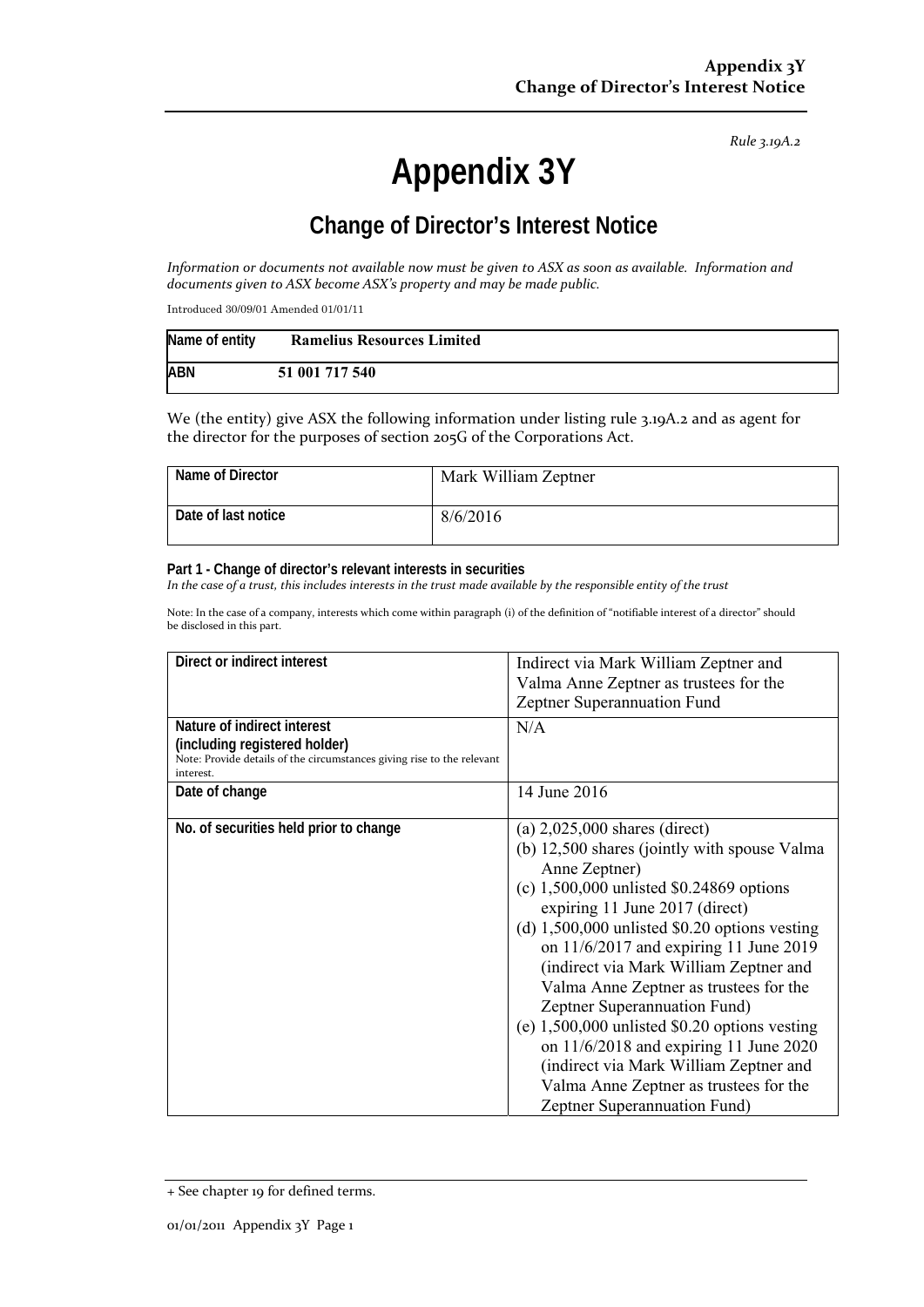*Rule 3.19A.2*

# Appendix 3Y

## Change of Director's Interest Notice

*Information or documents not available now must be given to ASX as soon as available. Information and documents given to ASX become ASX's property and may be made public.*

Introduced 30/09/01 Amended 01/01/11

| Name of entity | Ramelius Resources Limited |
|---|---|
| ABN | 51 001 717 540 |

We (the entity) give ASX the following information under listing rule 3.19A.2 and as agent for the director for the purposes of section 205G of the Corporations Act.

| Name of Director | Mark William Zeptner |
|---|---|
| Date of last notice | 8/6/2016 |

**Part 1 - Change of director's relevant interests in securities**

*In the case of a trust, this includes interests in the trust made available by the responsible entity of the trust*

Note: In the case of a company, interests which come within paragraph (i) of the definition of "notifiable interest of a director" should be disclosed in this part.

| Direct or indirect interest | Indirect via Mark William Zeptner and Valma Anne Zeptner as trustees for the Zeptner Superannuation Fund |
|---|---|
| **Nature of indirect interest (including registered holder)**<br>Note: Provide details of the circumstances giving rise to the relevant interest. | N/A |
| **Date of change** | 14 June 2016 |
| **No. of securities held prior to change** | (a) 2,025,000 shares (direct)<br>(b) 12,500 shares (jointly with spouse Valma Anne Zeptner)<br>(c) 1,500,000 unlisted $0.24869 options expiring 11 June 2017 (direct)<br>(d) 1,500,000 unlisted $0.20 options vesting on 11/6/2017 and expiring 11 June 2019 (indirect via Mark William Zeptner and Valma Anne Zeptner as trustees for the Zeptner Superannuation Fund)<br>(e) 1,500,000 unlisted $0.20 options vesting on 11/6/2018 and expiring 11 June 2020 (indirect via Mark William Zeptner and Valma Anne Zeptner as trustees for the Zeptner Superannuation Fund) |

+ See chapter 19 for defined terms.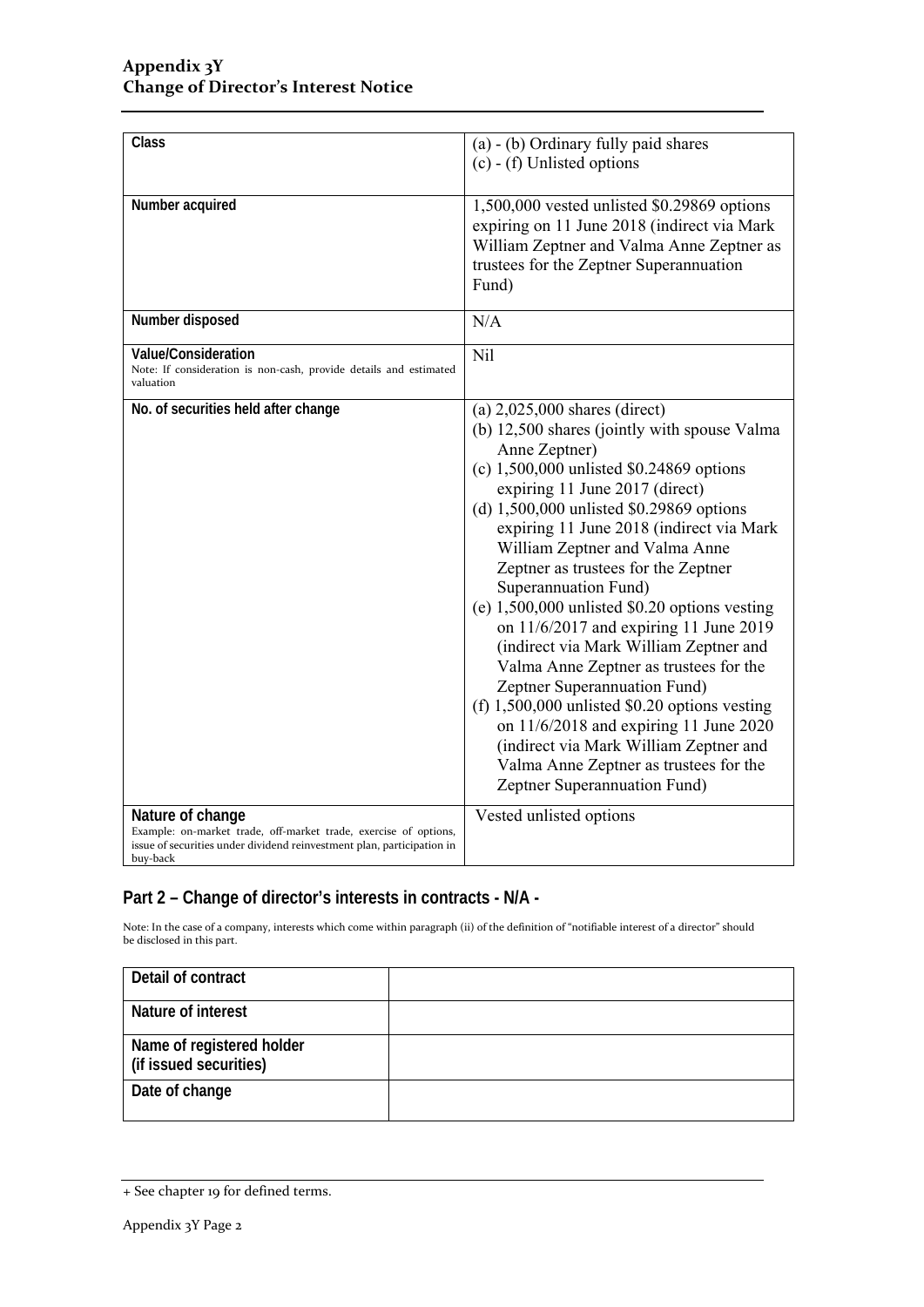| Class | (a) - (b) Ordinary fully paid shares<br>(c) - (f) Unlisted options |
|---|---|
| Number acquired | 1,500,000 vested unlisted $0.29869 options expiring on 11 June 2018 (indirect via Mark William Zeptner and Valma Anne Zeptner as trustees for the Zeptner Superannuation Fund) |
| Number disposed | N/A |
| Value/Consideration<br>Note: If consideration is non-cash, provide details and estimated valuation | Nil |
| No. of securities held after change | (a) 2,025,000 shares (direct)<br>(b) 12,500 shares (jointly with spouse Valma Anne Zeptner)<br>(c) 1,500,000 unlisted $0.24869 options expiring 11 June 2017 (direct)<br>(d) 1,500,000 unlisted $0.29869 options expiring 11 June 2018 (indirect via Mark William Zeptner and Valma Anne Zeptner as trustees for the Zeptner Superannuation Fund)<br>(e) 1,500,000 unlisted $0.20 options vesting on 11/6/2017 and expiring 11 June 2019 (indirect via Mark William Zeptner and Valma Anne Zeptner as trustees for the Zeptner Superannuation Fund)<br>(f) 1,500,000 unlisted $0.20 options vesting on 11/6/2018 and expiring 11 June 2020 (indirect via Mark William Zeptner and Valma Anne Zeptner as trustees for the Zeptner Superannuation Fund) |
| Nature of change<br>Example: on-market trade, off-market trade, exercise of options, issue of securities under dividend reinvestment plan, participation in buy-back | Vested unlisted options |

## Part 2 – Change of director's interests in contracts - N/A -

Note: In the case of a company, interests which come within paragraph (ii) of the definition of "notifiable interest of a director" should be disclosed in this part.

| Detail of contract | |
|---|---|
| Nature of interest | |
| Name of registered holder<br>(if issued securities) | |
| Date of change | |

+ See chapter 19 for defined terms.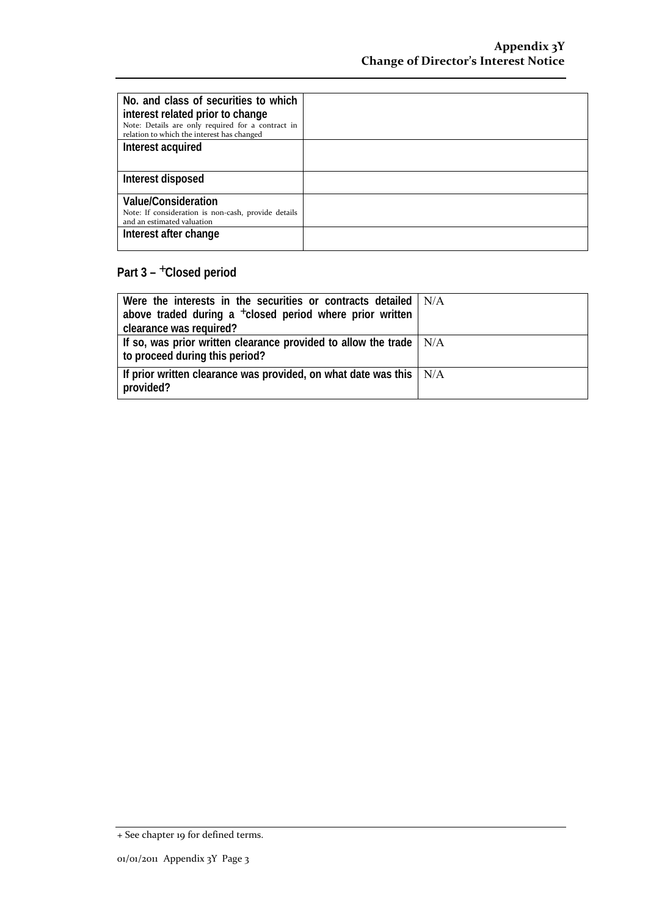| | |
|---|---|
| **No. and class of securities to which interest related prior to change**<br>Note: Details are only required for a contract in relation to which the interest has changed | |
| **Interest acquired** | |
| **Interest disposed** | |
| **Value/Consideration**<br>Note: If consideration is non-cash, provide details and an estimated valuation | |
| **Interest after change** | |

## Part 3 – +Closed period

| | |
|---|---|
| **Were the interests in the securities or contracts detailed above traded during a +closed period where prior written clearance was required?** | N/A |
| **If so, was prior written clearance provided to allow the trade to proceed during this period?** | N/A |
| **If prior written clearance was provided, on what date was this provided?** | N/A |

+ See chapter 19 for defined terms.